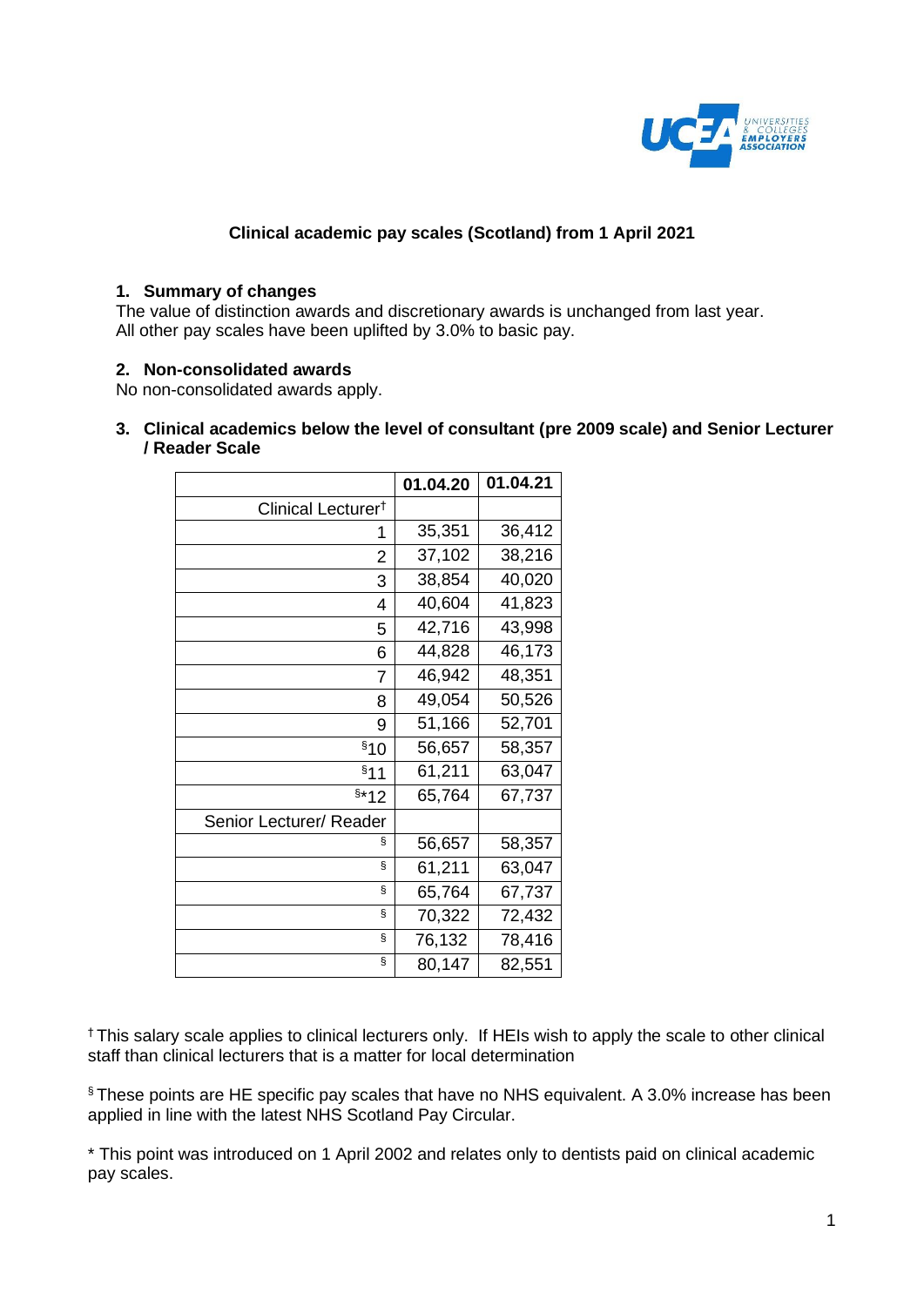# Clinical academic pay scales (Scotland) from 1 April 2021

## 1. Summary of changes

The value of distinction awards and discretionary awards is unchanged from last year.
All other pay scales have been uplifted by 3.0% to basic pay.

## 2. Non-consolidated awards

No non-consolidated awards apply.

## 3. Clinical academics below the level of consultant (pre 2009 scale) and Senior Lecturer / Reader Scale

| | 01.04.20 | 01.04.21 |
|---|---|---|
| Clinical Lecturer† | | |
| 1 | 35,351 | 36,412 |
| 2 | 37,102 | 38,216 |
| 3 | 38,854 | 40,020 |
| 4 | 40,604 | 41,823 |
| 5 | 42,716 | 43,998 |
| 6 | 44,828 | 46,173 |
| 7 | 46,942 | 48,351 |
| 8 | 49,054 | 50,526 |
| 9 | 51,166 | 52,701 |
| §10 | 56,657 | 58,357 |
| §11 | 61,211 | 63,047 |
| §*12 | 65,764 | 67,737 |
| Senior Lecturer/ Reader | | |
| § | 56,657 | 58,357 |
| § | 61,211 | 63,047 |
| § | 65,764 | 67,737 |
| § | 70,322 | 72,432 |
| § | 76,132 | 78,416 |
| § | 80,147 | 82,551 |

† This salary scale applies to clinical lecturers only. If HEIs wish to apply the scale to other clinical staff than clinical lecturers that is a matter for local determination

§ These points are HE specific pay scales that have no NHS equivalent. A 3.0% increase has been applied in line with the latest NHS Scotland Pay Circular.

\* This point was introduced on 1 April 2002 and relates only to dentists paid on clinical academic pay scales.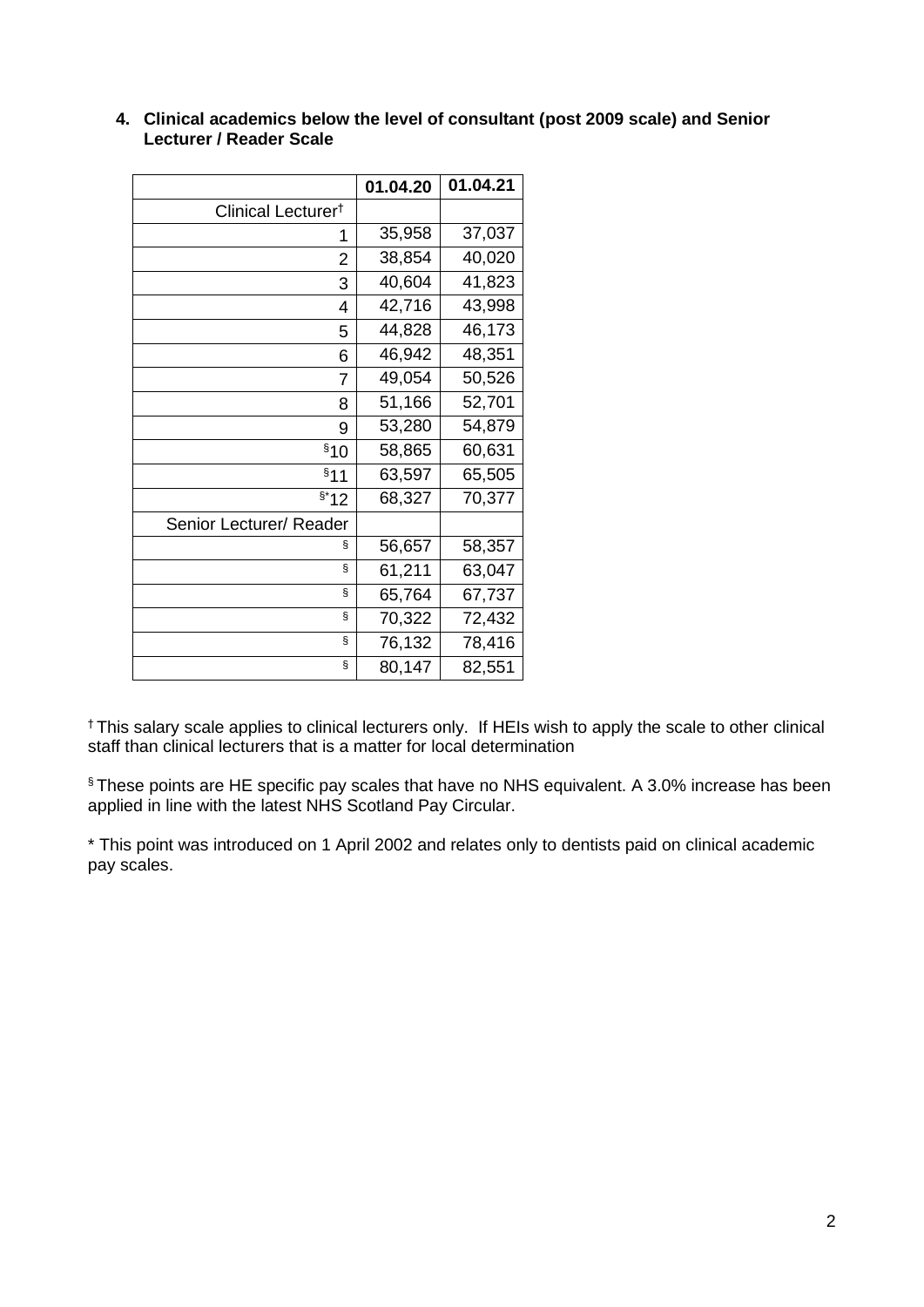4. **Clinical academics below the level of consultant (post 2009 scale) and Senior Lecturer / Reader Scale**

| | 01.04.20 | 01.04.21 |
|---|---|---|
| Clinical Lecturer[†] | | |
| 1 | 35,958 | 37,037 |
| 2 | 38,854 | 40,020 |
| 3 | 40,604 | 41,823 |
| 4 | 42,716 | 43,998 |
| 5 | 44,828 | 46,173 |
| 6 | 46,942 | 48,351 |
| 7 | 49,054 | 50,526 |
| 8 | 51,166 | 52,701 |
| 9 | 53,280 | 54,879 |
| [§]10 | 58,865 | 60,631 |
| [§]11 | 63,597 | 65,505 |
| [§*]12 | 68,327 | 70,377 |
| Senior Lecturer/ Reader | | |
| [§] | 56,657 | 58,357 |
| [§] | 61,211 | 63,047 |
| [§] | 65,764 | 67,737 |
| [§] | 70,322 | 72,432 |
| [§] | 76,132 | 78,416 |
| [§] | 80,147 | 82,551 |

[†] This salary scale applies to clinical lecturers only. If HEIs wish to apply the scale to other clinical staff than clinical lecturers that is a matter for local determination

[§] These points are HE specific pay scales that have no NHS equivalent. A 3.0% increase has been applied in line with the latest NHS Scotland Pay Circular.

* This point was introduced on 1 April 2002 and relates only to dentists paid on clinical academic pay scales.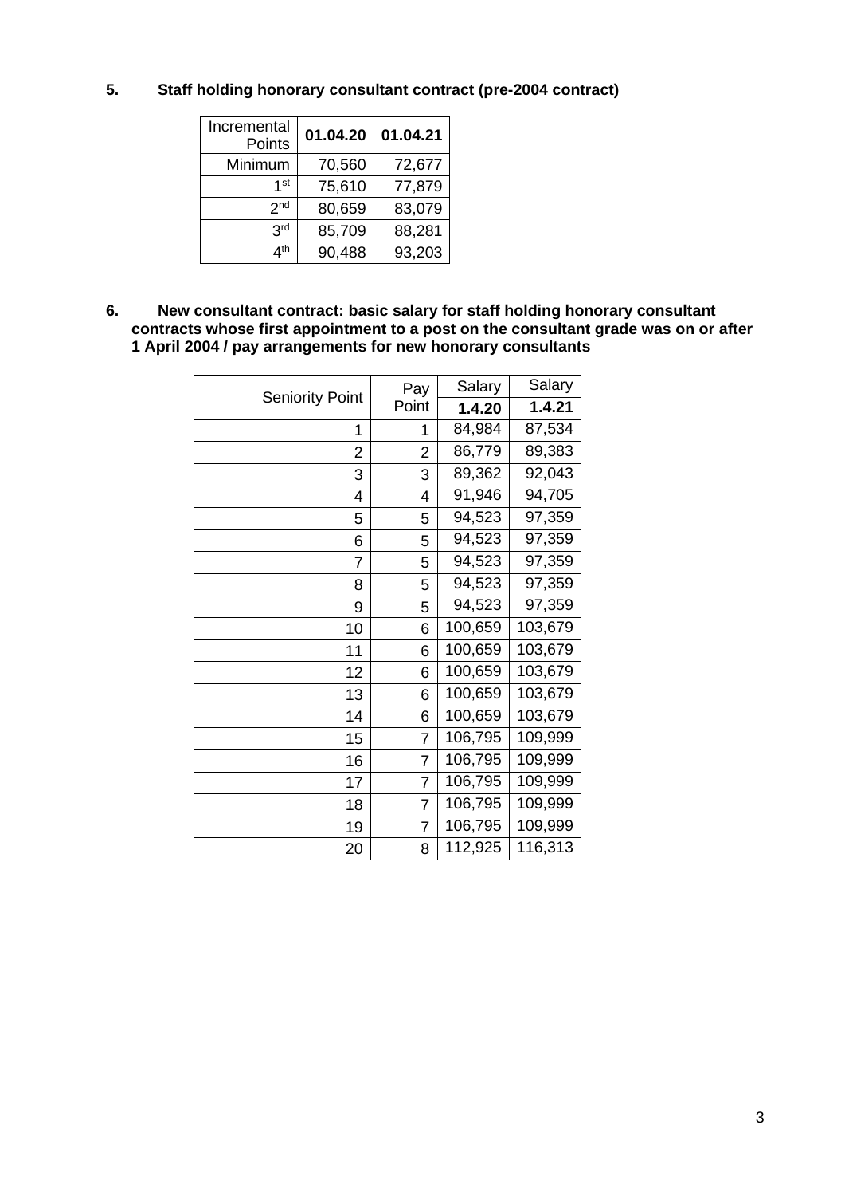**5. Staff holding honorary consultant contract (pre-2004 contract)**

| Incremental Points | 01.04.20 | 01.04.21 |
|---|---|---|
| Minimum | 70,560 | 72,677 |
| 1st | 75,610 | 77,879 |
| 2nd | 80,659 | 83,079 |
| 3rd | 85,709 | 88,281 |
| 4th | 90,488 | 93,203 |

**6. New consultant contract: basic salary for staff holding honorary consultant contracts whose first appointment to a post on the consultant grade was on or after 1 April 2004 / pay arrangements for new honorary consultants**

| Seniority Point | Pay Point | Salary **1.4.20** | Salary **1.4.21** |
|---|---|---|---|
| 1 | 1 | 84,984 | 87,534 |
| 2 | 2 | 86,779 | 89,383 |
| 3 | 3 | 89,362 | 92,043 |
| 4 | 4 | 91,946 | 94,705 |
| 5 | 5 | 94,523 | 97,359 |
| 6 | 5 | 94,523 | 97,359 |
| 7 | 5 | 94,523 | 97,359 |
| 8 | 5 | 94,523 | 97,359 |
| 9 | 5 | 94,523 | 97,359 |
| 10 | 6 | 100,659 | 103,679 |
| 11 | 6 | 100,659 | 103,679 |
| 12 | 6 | 100,659 | 103,679 |
| 13 | 6 | 100,659 | 103,679 |
| 14 | 6 | 100,659 | 103,679 |
| 15 | 7 | 106,795 | 109,999 |
| 16 | 7 | 106,795 | 109,999 |
| 17 | 7 | 106,795 | 109,999 |
| 18 | 7 | 106,795 | 109,999 |
| 19 | 7 | 106,795 | 109,999 |
| 20 | 8 | 112,925 | 116,313 |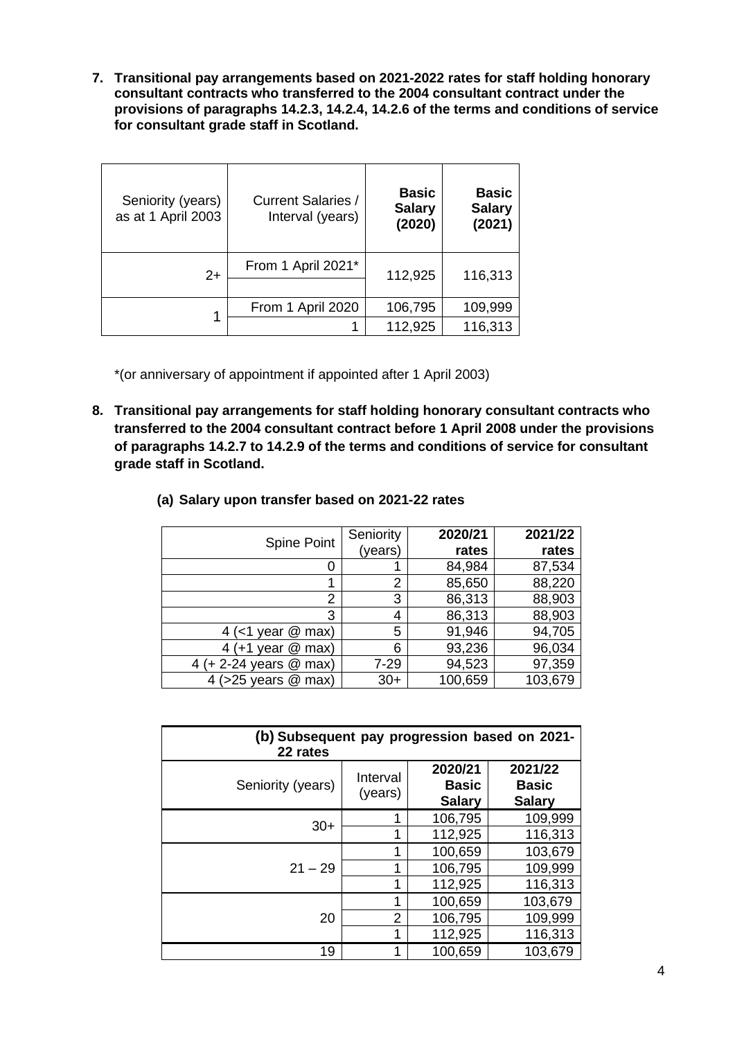7. **Transitional pay arrangements based on 2021-2022 rates for staff holding honorary consultant contracts who transferred to the 2004 consultant contract under the provisions of paragraphs 14.2.3, 14.2.4, 14.2.6 of the terms and conditions of service for consultant grade staff in Scotland.**

| Seniority (years) as at 1 April 2003 | Current Salaries / Interval (years) | **Basic Salary (2020)** | **Basic Salary (2021)** |
|---|---|---|---|
| 2+ | From 1 April 2021* | 112,925 | 116,313 |
| 1 | From 1 April 2020 | 106,795 | 109,999 |
| | 1 | 112,925 | 116,313 |

*(or anniversary of appointment if appointed after 1 April 2003)

8. **Transitional pay arrangements for staff holding honorary consultant contracts who transferred to the 2004 consultant contract before 1 April 2008 under the provisions of paragraphs 14.2.7 to 14.2.9 of the terms and conditions of service for consultant grade staff in Scotland.**

**(a) Salary upon transfer based on 2021-22 rates**

| Spine Point | Seniority (years) | **2020/21 rates** | **2021/22 rates** |
|---|---|---|---|
| 0 | 1 | 84,984 | 87,534 |
| 1 | 2 | 85,650 | 88,220 |
| 2 | 3 | 86,313 | 88,903 |
| 3 | 4 | 86,313 | 88,903 |
| 4 (<1 year @ max) | 5 | 91,946 | 94,705 |
| 4 (+1 year @ max) | 6 | 93,236 | 96,034 |
| 4 (+ 2-24 years @ max) | 7-29 | 94,523 | 97,359 |
| 4 (>25 years @ max) | 30+ | 100,659 | 103,679 |

**(b) Subsequent pay progression based on 2021-22 rates**

| Seniority (years) | Interval (years) | **2020/21 Basic Salary** | **2021/22 Basic Salary** |
|---|---|---|---|
| 30+ | 1 | 106,795 | 109,999 |
| | 1 | 112,925 | 116,313 |
| 21 – 29 | 1 | 100,659 | 103,679 |
| | 1 | 106,795 | 109,999 |
| | 1 | 112,925 | 116,313 |
| 20 | 1 | 100,659 | 103,679 |
| | 2 | 106,795 | 109,999 |
| | 1 | 112,925 | 116,313 |
| 19 | 1 | 100,659 | 103,679 |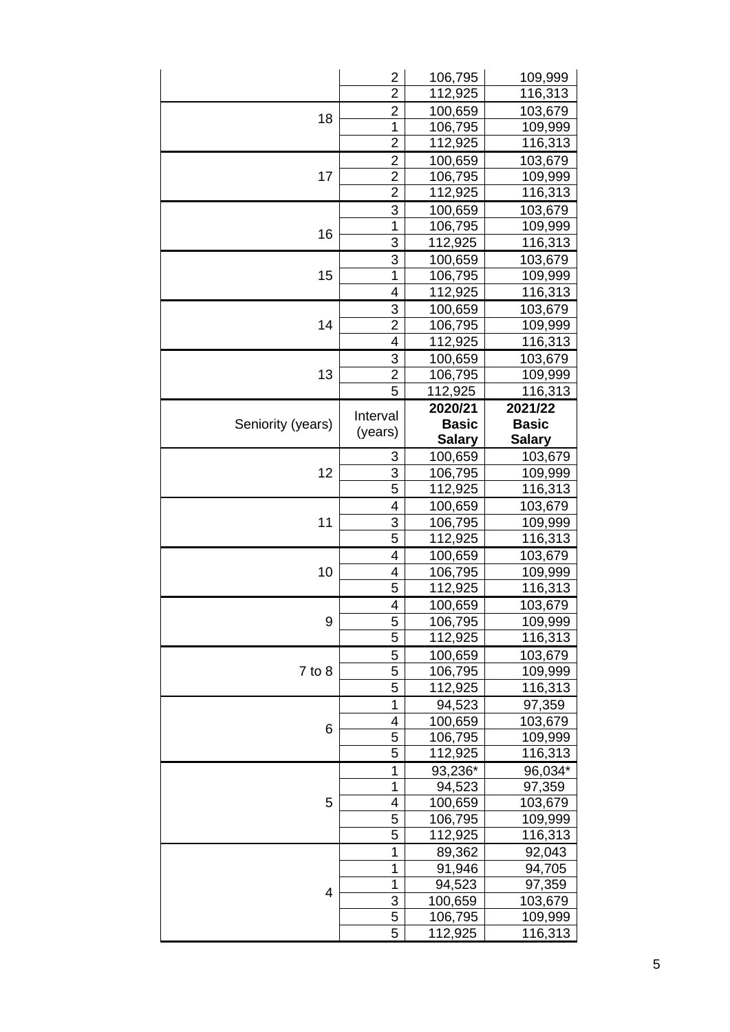| Seniority (years) | Interval (years) | 2020/21 Basic Salary | 2021/22 Basic Salary |
|---|---|---|---|
| | 2 | 106,795 | 109,999 |
| | 2 | 112,925 | 116,313 |
| 18 | 2 | 100,659 | 103,679 |
| | 1 | 106,795 | 109,999 |
| | 2 | 112,925 | 116,313 |
| 17 | 2 | 100,659 | 103,679 |
| | 2 | 106,795 | 109,999 |
| | 2 | 112,925 | 116,313 |
| 16 | 3 | 100,659 | 103,679 |
| | 1 | 106,795 | 109,999 |
| | 3 | 112,925 | 116,313 |
| 15 | 3 | 100,659 | 103,679 |
| | 1 | 106,795 | 109,999 |
| | 4 | 112,925 | 116,313 |
| 14 | 3 | 100,659 | 103,679 |
| | 2 | 106,795 | 109,999 |
| | 4 | 112,925 | 116,313 |
| 13 | 3 | 100,659 | 103,679 |
| | 2 | 106,795 | 109,999 |
| | 5 | 112,925 | 116,313 |
| 12 | 3 | 100,659 | 103,679 |
| | 3 | 106,795 | 109,999 |
| | 5 | 112,925 | 116,313 |
| 11 | 4 | 100,659 | 103,679 |
| | 3 | 106,795 | 109,999 |
| | 5 | 112,925 | 116,313 |
| 10 | 4 | 100,659 | 103,679 |
| | 4 | 106,795 | 109,999 |
| | 5 | 112,925 | 116,313 |
| 9 | 4 | 100,659 | 103,679 |
| | 5 | 106,795 | 109,999 |
| | 5 | 112,925 | 116,313 |
| 7 to 8 | 5 | 100,659 | 103,679 |
| | 5 | 106,795 | 109,999 |
| | 5 | 112,925 | 116,313 |
| 6 | 1 | 94,523 | 97,359 |
| | 4 | 100,659 | 103,679 |
| | 5 | 106,795 | 109,999 |
| | 5 | 112,925 | 116,313 |
| 5 | 1 | 93,236* | 96,034* |
| | 1 | 94,523 | 97,359 |
| | 4 | 100,659 | 103,679 |
| | 5 | 106,795 | 109,999 |
| | 5 | 112,925 | 116,313 |
| 4 | 1 | 89,362 | 92,043 |
| | 1 | 91,946 | 94,705 |
| | 1 | 94,523 | 97,359 |
| | 3 | 100,659 | 103,679 |
| | 5 | 106,795 | 109,999 |
| | 5 | 112,925 | 116,313 |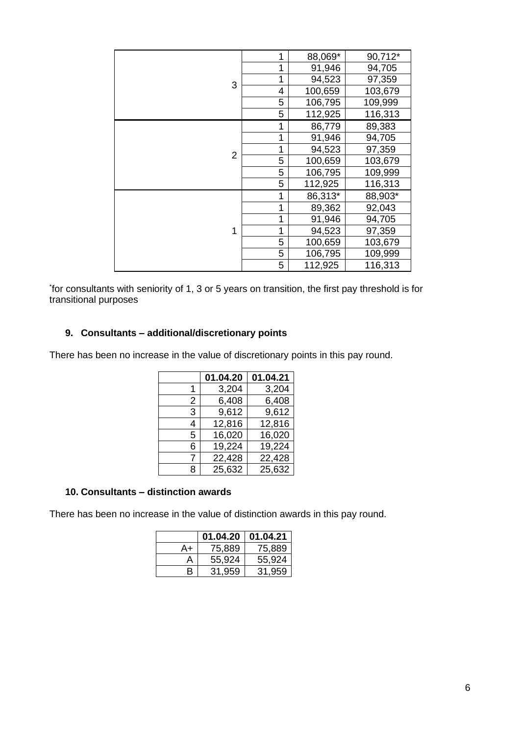| | | | |
|---|---|---|---|
| 3 | 1 | 88,069* | 90,712* |
| | 1 | 91,946 | 94,705 |
| | 1 | 94,523 | 97,359 |
| | 4 | 100,659 | 103,679 |
| | 5 | 106,795 | 109,999 |
| | 5 | 112,925 | 116,313 |
| 2 | 1 | 86,779 | 89,383 |
| | 1 | 91,946 | 94,705 |
| | 1 | 94,523 | 97,359 |
| | 5 | 100,659 | 103,679 |
| | 5 | 106,795 | 109,999 |
| | 5 | 112,925 | 116,313 |
| 1 | 1 | 86,313* | 88,903* |
| | 1 | 89,362 | 92,043 |
| | 1 | 91,946 | 94,705 |
| | 1 | 94,523 | 97,359 |
| | 5 | 100,659 | 103,679 |
| | 5 | 106,795 | 109,999 |
| | 5 | 112,925 | 116,313 |

*for consultants with seniority of 1, 3 or 5 years on transition, the first pay threshold is for transitional purposes

### 9. Consultants – additional/discretionary points

There has been no increase in the value of discretionary points in this pay round.

| | 01.04.20 | 01.04.21 |
|---|---|---|
| 1 | 3,204 | 3,204 |
| 2 | 6,408 | 6,408 |
| 3 | 9,612 | 9,612 |
| 4 | 12,816 | 12,816 |
| 5 | 16,020 | 16,020 |
| 6 | 19,224 | 19,224 |
| 7 | 22,428 | 22,428 |
| 8 | 25,632 | 25,632 |

### 10. Consultants – distinction awards

There has been no increase in the value of distinction awards in this pay round.

| | 01.04.20 | 01.04.21 |
|---|---|---|
| A+ | 75,889 | 75,889 |
| A | 55,924 | 55,924 |
| B | 31,959 | 31,959 |